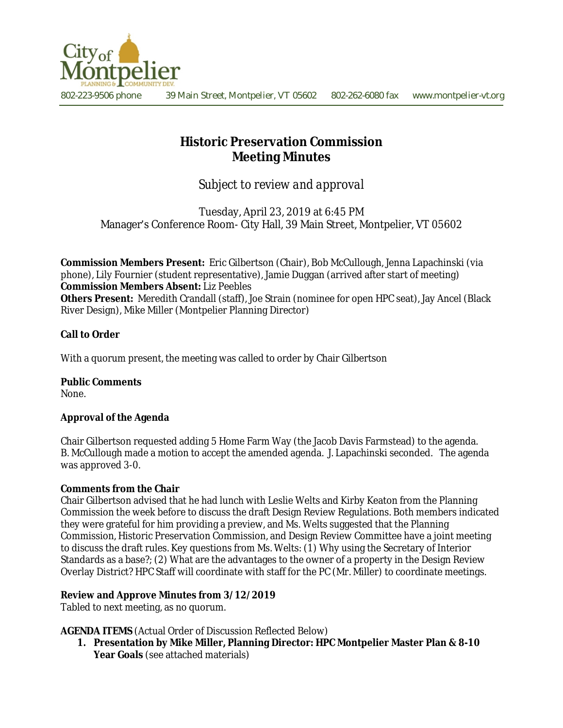802-223-9506 phone 39 Main Street, Montpelier, VT 05602 802-262-6080 fax www.montpelier-vt.org

# Historic Preservation Commission
# Meeting Minutes

*Subject to review and approval*

Tuesday, April 23, 2019 at 6:45 PM
Manager's Conference Room- City Hall, 39 Main Street, Montpelier, VT 05602

**Commission Members Present:** Eric Gilbertson (Chair), Bob McCullough, Jenna Lapachinski (via phone), Lily Fournier (student representative), Jamie Duggan (arrived after start of meeting)
**Commission Members Absent:** Liz Peebles
**Others Present:** Meredith Crandall (staff), Joe Strain (nominee for open HPC seat), Jay Ancel (Black River Design), Mike Miller (Montpelier Planning Director)

**Call to Order**

With a quorum present, the meeting was called to order by Chair Gilbertson

**Public Comments**
None.

**Approval of the Agenda**

Chair Gilbertson requested adding 5 Home Farm Way (the Jacob Davis Farmstead) to the agenda. B. McCullough made a motion to accept the amended agenda. J. Lapachinski seconded. The agenda was approved 3-0.

**Comments from the Chair**
Chair Gilbertson advised that he had lunch with Leslie Welts and Kirby Keaton from the Planning Commission the week before to discuss the draft Design Review Regulations. Both members indicated they were grateful for him providing a preview, and Ms. Welts suggested that the Planning Commission, Historic Preservation Commission, and Design Review Committee have a joint meeting to discuss the draft rules. Key questions from Ms. Welts: (1) Why using the Secretary of Interior Standards as a base?; (2) What are the advantages to the owner of a property in the Design Review Overlay District? HPC Staff will coordinate with staff for the PC (Mr. Miller) to coordinate meetings.

**Review and Approve Minutes from 3/12/2019**
Tabled to next meeting, as no quorum.

**AGENDA ITEMS** (Actual Order of Discussion Reflected Below)

1. **Presentation by Mike Miller, Planning Director: HPC Montpelier Master Plan & 8-10 Year Goals** (see attached materials)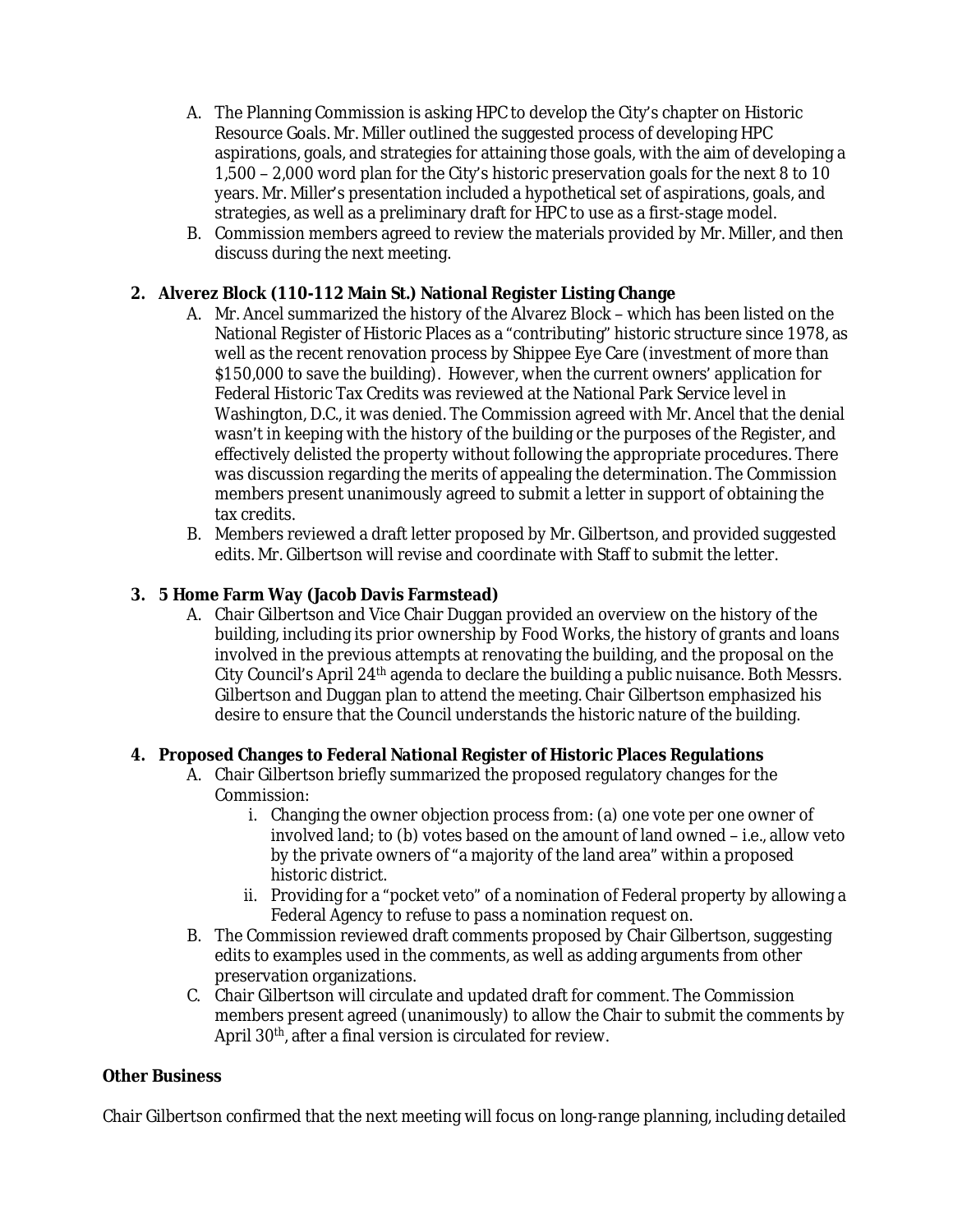A. The Planning Commission is asking HPC to develop the City's chapter on Historic Resource Goals. Mr. Miller outlined the suggested process of developing HPC aspirations, goals, and strategies for attaining those goals, with the aim of developing a 1,500 – 2,000 word plan for the City's historic preservation goals for the next 8 to 10 years. Mr. Miller's presentation included a hypothetical set of aspirations, goals, and strategies, as well as a preliminary draft for HPC to use as a first-stage model.

B. Commission members agreed to review the materials provided by Mr. Miller, and then discuss during the next meeting.

**2. Alverez Block (110-112 Main St.) National Register Listing Change**

A. Mr. Ancel summarized the history of the Alvarez Block – which has been listed on the National Register of Historic Places as a "contributing" historic structure since 1978, as well as the recent renovation process by Shippee Eye Care (investment of more than $150,000 to save the building). However, when the current owners' application for Federal Historic Tax Credits was reviewed at the National Park Service level in Washington, D.C., it was denied. The Commission agreed with Mr. Ancel that the denial wasn't in keeping with the history of the building or the purposes of the Register, and effectively delisted the property without following the appropriate procedures. There was discussion regarding the merits of appealing the determination. The Commission members present unanimously agreed to submit a letter in support of obtaining the tax credits.

B. Members reviewed a draft letter proposed by Mr. Gilbertson, and provided suggested edits. Mr. Gilbertson will revise and coordinate with Staff to submit the letter.

**3. 5 Home Farm Way (Jacob Davis Farmstead)**

A. Chair Gilbertson and Vice Chair Duggan provided an overview on the history of the building, including its prior ownership by Food Works, the history of grants and loans involved in the previous attempts at renovating the building, and the proposal on the City Council's April 24th agenda to declare the building a public nuisance. Both Messrs. Gilbertson and Duggan plan to attend the meeting. Chair Gilbertson emphasized his desire to ensure that the Council understands the historic nature of the building.

**4. Proposed Changes to Federal National Register of Historic Places Regulations**

A. Chair Gilbertson briefly summarized the proposed regulatory changes for the Commission:

   i. Changing the owner objection process from: (a) one vote per one owner of involved land; to (b) votes based on the amount of land owned – i.e., allow veto by the private owners of "a majority of the land area" within a proposed historic district.

   ii. Providing for a "pocket veto" of a nomination of Federal property by allowing a Federal Agency to refuse to pass a nomination request on.

B. The Commission reviewed draft comments proposed by Chair Gilbertson, suggesting edits to examples used in the comments, as well as adding arguments from other preservation organizations.

C. Chair Gilbertson will circulate and updated draft for comment. The Commission members present agreed (unanimously) to allow the Chair to submit the comments by April 30th, after a final version is circulated for review.

**Other Business**

Chair Gilbertson confirmed that the next meeting will focus on long-range planning, including detailed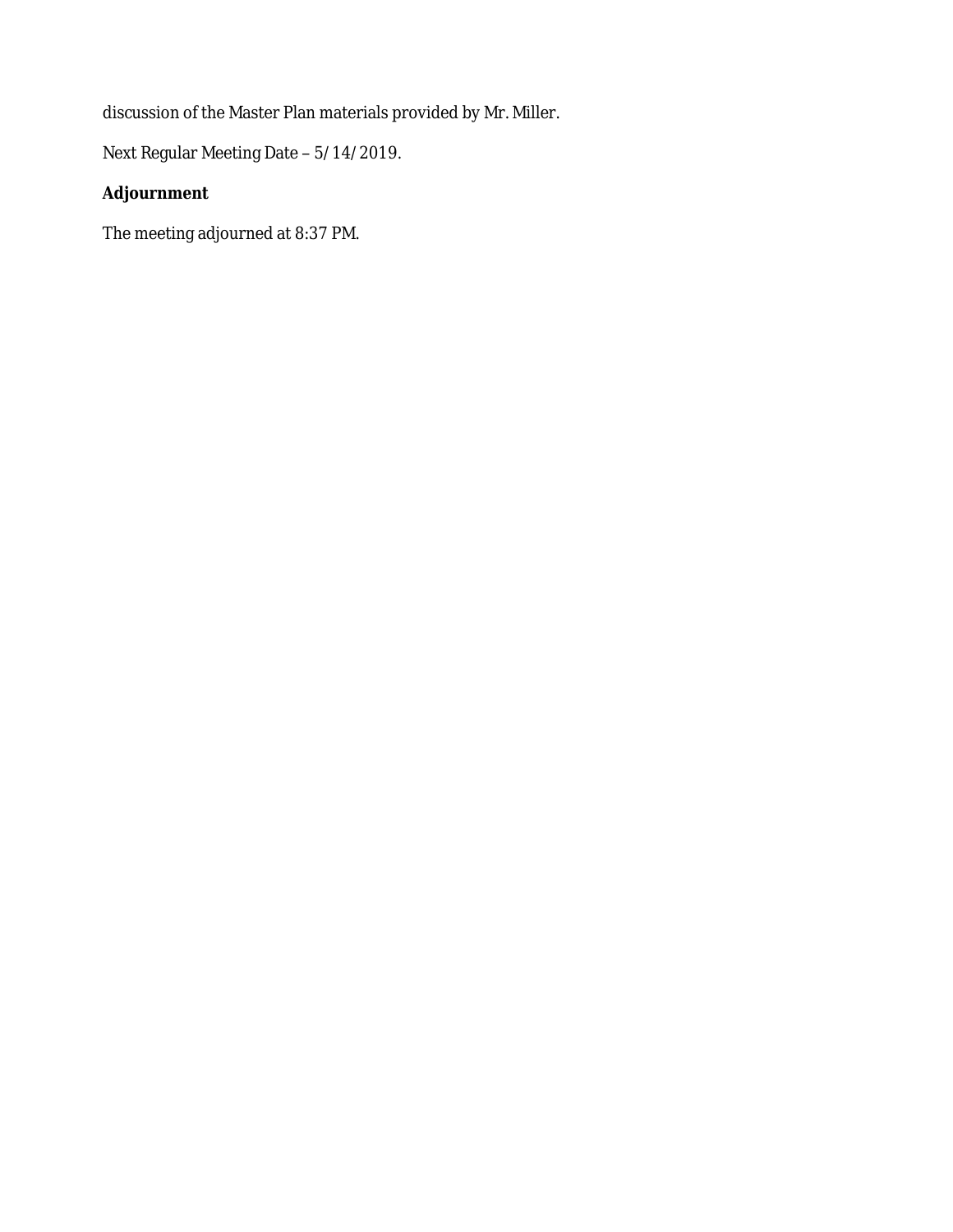discussion of the Master Plan materials provided by Mr. Miller.

Next Regular Meeting Date – 5/14/2019.

**Adjournment**

The meeting adjourned at 8:37 PM.